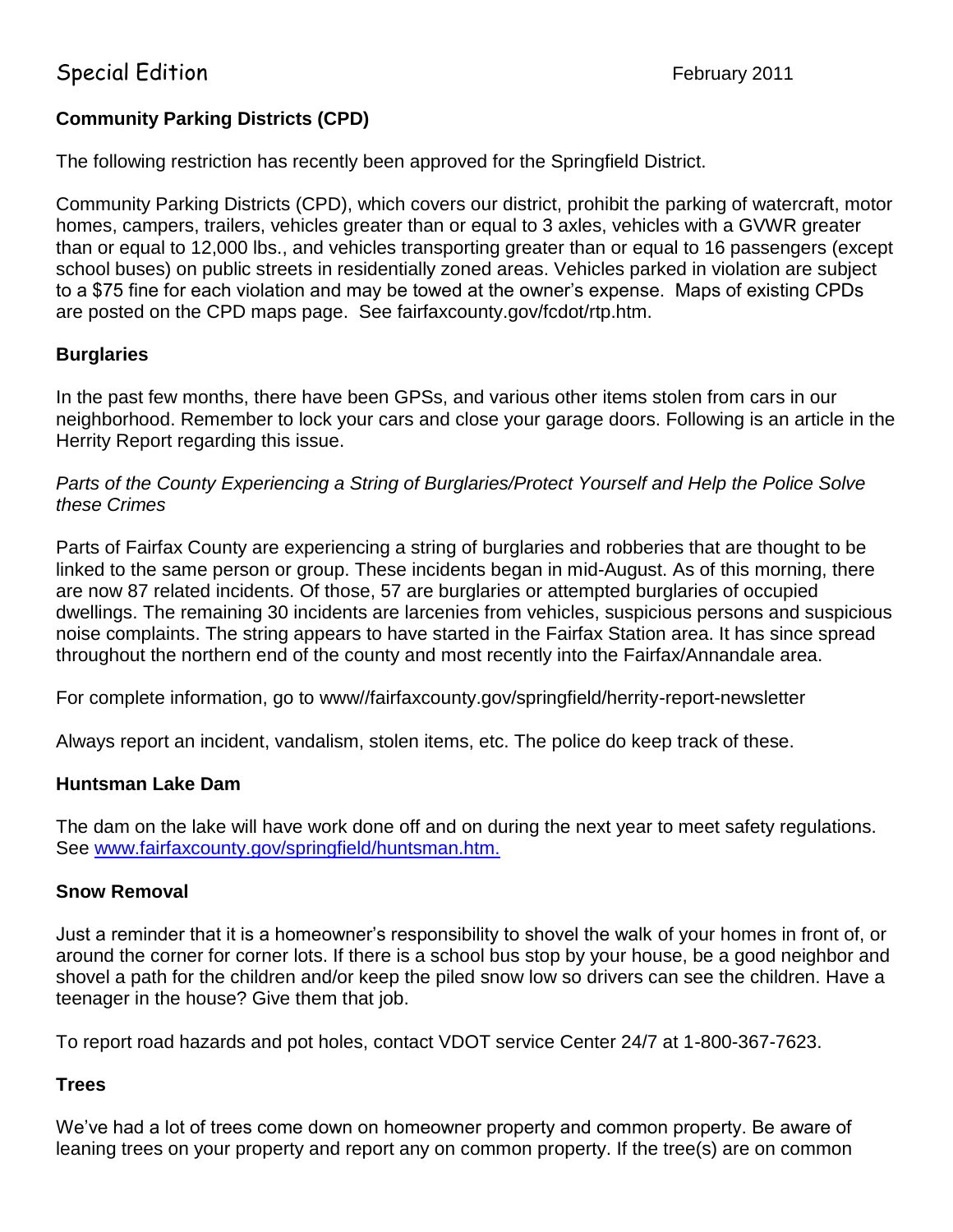Special Edition

February 2011

## Community Parking Districts (CPD)

The following restriction has recently been approved for the Springfield District.

Community Parking Districts (CPD), which covers our district, prohibit the parking of watercraft, motor homes, campers, trailers, vehicles greater than or equal to 3 axles, vehicles with a GVWR greater than or equal to 12,000 lbs., and vehicles transporting greater than or equal to 16 passengers (except school buses) on public streets in residentially zoned areas. Vehicles parked in violation are subject to a $75 fine for each violation and may be towed at the owner's expense. Maps of existing CPDs are posted on the CPD maps page. See fairfaxcounty.gov/fcdot/rtp.htm.

## Burglaries

In the past few months, there have been GPSs, and various other items stolen from cars in our neighborhood. Remember to lock your cars and close your garage doors. Following is an article in the Herrity Report regarding this issue.

*Parts of the County Experiencing a String of Burglaries/Protect Yourself and Help the Police Solve these Crimes*

Parts of Fairfax County are experiencing a string of burglaries and robberies that are thought to be linked to the same person or group. These incidents began in mid-August. As of this morning, there are now 87 related incidents. Of those, 57 are burglaries or attempted burglaries of occupied dwellings. The remaining 30 incidents are larcenies from vehicles, suspicious persons and suspicious noise complaints. The string appears to have started in the Fairfax Station area. It has since spread throughout the northern end of the county and most recently into the Fairfax/Annandale area.

For complete information, go to www//fairfaxcounty.gov/springfield/herrity-report-newsletter

Always report an incident, vandalism, stolen items, etc. The police do keep track of these.

## Huntsman Lake Dam

The dam on the lake will have work done off and on during the next year to meet safety regulations. See [www.fairfaxcounty.gov/springfield/huntsman.htm.](www.fairfaxcounty.gov/springfield/huntsman.htm)

## Snow Removal

Just a reminder that it is a homeowner's responsibility to shovel the walk of your homes in front of, or around the corner for corner lots. If there is a school bus stop by your house, be a good neighbor and shovel a path for the children and/or keep the piled snow low so drivers can see the children. Have a teenager in the house? Give them that job.

To report road hazards and pot holes, contact VDOT service Center 24/7 at 1-800-367-7623.

## Trees

We've had a lot of trees come down on homeowner property and common property. Be aware of leaning trees on your property and report any on common property. If the tree(s) are on common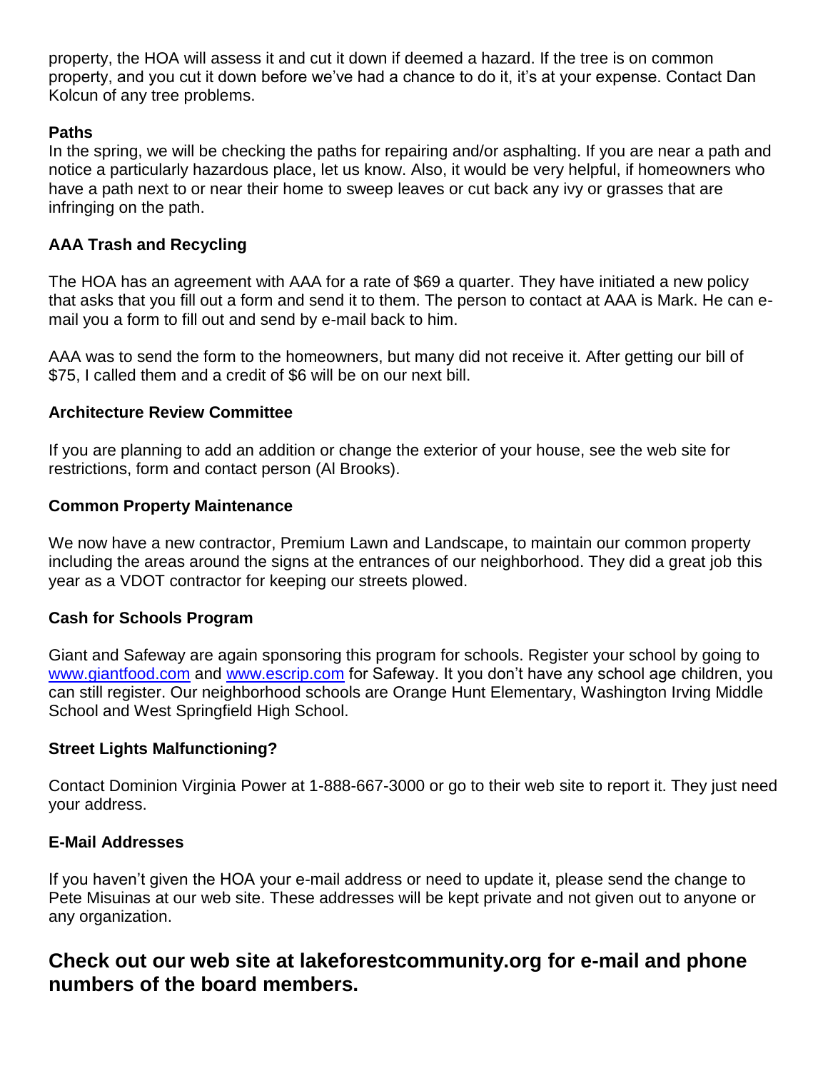property, the HOA will assess it and cut it down if deemed a hazard. If the tree is on common property, and you cut it down before we've had a chance to do it, it's at your expense. Contact Dan Kolcun of any tree problems.

### Paths

In the spring, we will be checking the paths for repairing and/or asphalting. If you are near a path and notice a particularly hazardous place, let us know. Also, it would be very helpful, if homeowners who have a path next to or near their home to sweep leaves or cut back any ivy or grasses that are infringing on the path.

### AAA Trash and Recycling

The HOA has an agreement with AAA for a rate of $69 a quarter. They have initiated a new policy that asks that you fill out a form and send it to them. The person to contact at AAA is Mark. He can e-mail you a form to fill out and send by e-mail back to him.

AAA was to send the form to the homeowners, but many did not receive it. After getting our bill of $75, I called them and a credit of $6 will be on our next bill.

### Architecture Review Committee

If you are planning to add an addition or change the exterior of your house, see the web site for restrictions, form and contact person (Al Brooks).

### Common Property Maintenance

We now have a new contractor, Premium Lawn and Landscape, to maintain our common property including the areas around the signs at the entrances of our neighborhood. They did a great job this year as a VDOT contractor for keeping our streets plowed.

### Cash for Schools Program

Giant and Safeway are again sponsoring this program for schools. Register your school by going to [www.giantfood.com](http://www.giantfood.com) and [www.escrip.com](http://www.escrip.com) for Safeway. It you don't have any school age children, you can still register. Our neighborhood schools are Orange Hunt Elementary, Washington Irving Middle School and West Springfield High School.

### Street Lights Malfunctioning?

Contact Dominion Virginia Power at 1-888-667-3000 or go to their web site to report it. They just need your address.

### E-Mail Addresses

If you haven't given the HOA your e-mail address or need to update it, please send the change to Pete Misuinas at our web site. These addresses will be kept private and not given out to anyone or any organization.

## Check out our web site at lakeforestcommunity.org for e-mail and phone numbers of the board members.